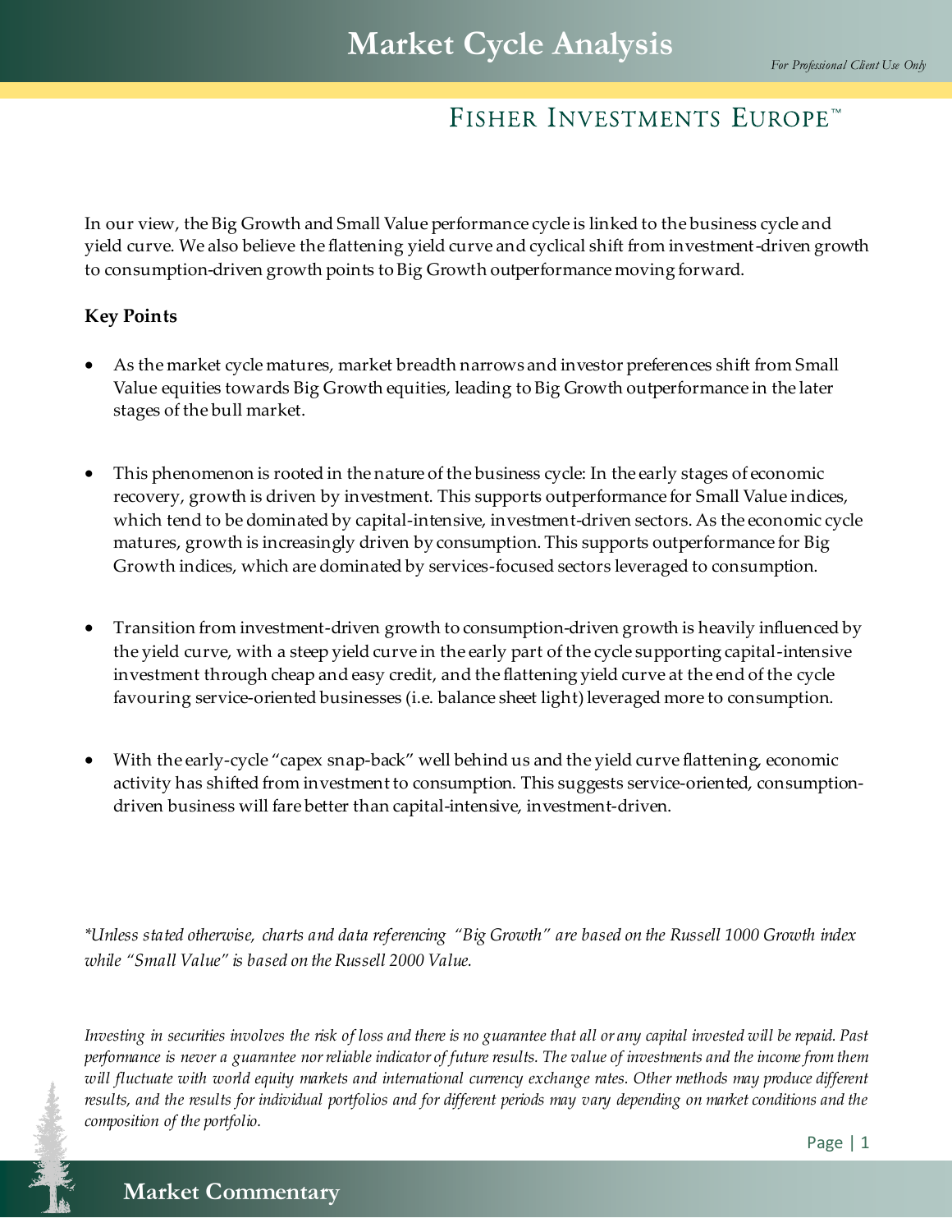# Market Cycle Analysis

*For Professional Client Use Only*

FISHER INVESTMENTS EUROPE™

In our view, the Big Growth and Small Value performance cycle is linked to the business cycle and yield curve. We also believe the flattening yield curve and cyclical shift from investment-driven growth to consumption-driven growth points to Big Growth outperformance moving forward.

## Key Points

- As the market cycle matures, market breadth narrows and investor preferences shift from Small Value equities towards Big Growth equities, leading to Big Growth outperformance in the later stages of the bull market.

- This phenomenon is rooted in the nature of the business cycle: In the early stages of economic recovery, growth is driven by investment. This supports outperformance for Small Value indices, which tend to be dominated by capital-intensive, investment-driven sectors. As the economic cycle matures, growth is increasingly driven by consumption. This supports outperformance for Big Growth indices, which are dominated by services-focused sectors leveraged to consumption.

- Transition from investment-driven growth to consumption-driven growth is heavily influenced by the yield curve, with a steep yield curve in the early part of the cycle supporting capital-intensive investment through cheap and easy credit, and the flattening yield curve at the end of the cycle favouring service-oriented businesses (i.e. balance sheet light) leveraged more to consumption.

- With the early-cycle "capex snap-back" well behind us and the yield curve flattening, economic activity has shifted from investment to consumption. This suggests service-oriented, consumption-driven business will fare better than capital-intensive, investment-driven.

*\*Unless stated otherwise, charts and data referencing "Big Growth" are based on the Russell 1000 Growth index while "Small Value" is based on the Russell 2000 Value.*

*Investing in securities involves the risk of loss and there is no guarantee that all or any capital invested will be repaid. Past performance is never a guarantee nor reliable indicator of future results. The value of investments and the income from them will fluctuate with world equity markets and international currency exchange rates. Other methods may produce different results, and the results for individual portfolios and for different periods may vary depending on market conditions and the composition of the portfolio.*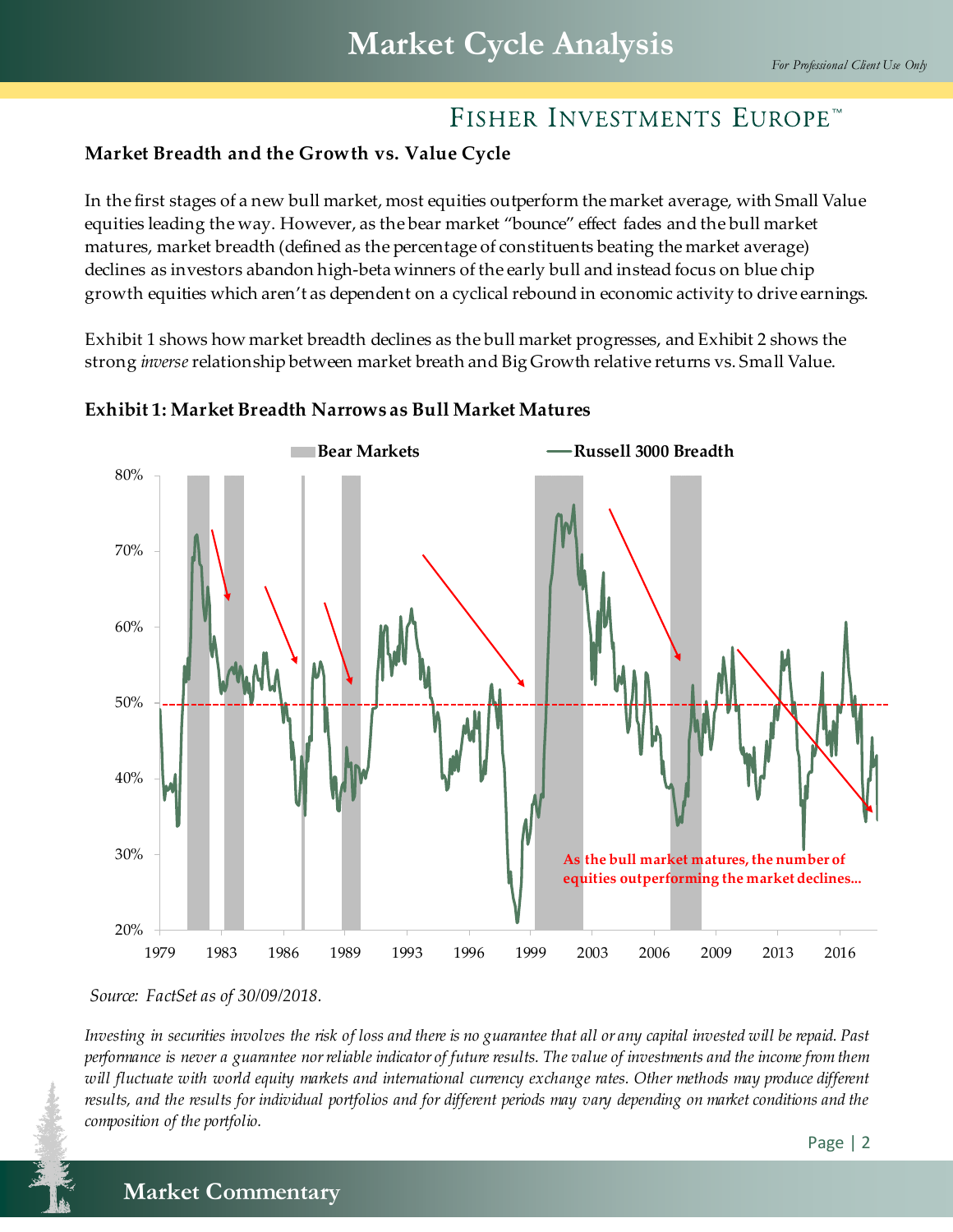## Market Breadth and the Growth vs. Value Cycle

In the first stages of a new bull market, most equities outperform the market average, with Small Value equities leading the way. However, as the bear market "bounce" effect fades and the bull market matures, market breadth (defined as the percentage of constituents beating the market average) declines as investors abandon high-beta winners of the early bull and instead focus on blue chip growth equities which aren't as dependent on a cyclical rebound in economic activity to drive earnings.

Exhibit 1 shows how market breadth declines as the bull market progresses, and Exhibit 2 shows the strong *inverse* relationship between market breath and Big Growth relative returns vs. Small Value.

### Exhibit 1: Market Breadth Narrows as Bull Market Matures

*Source: FactSet as of 30/09/2018.*

*Investing in securities involves the risk of loss and there is no guarantee that all or any capital invested will be repaid. Past performance is never a guarantee nor reliable indicator of future results. The value of investments and the income from them will fluctuate with world equity markets and international currency exchange rates. Other methods may produce different results, and the results for individual portfolios and for different periods may vary depending on market conditions and the composition of the portfolio.*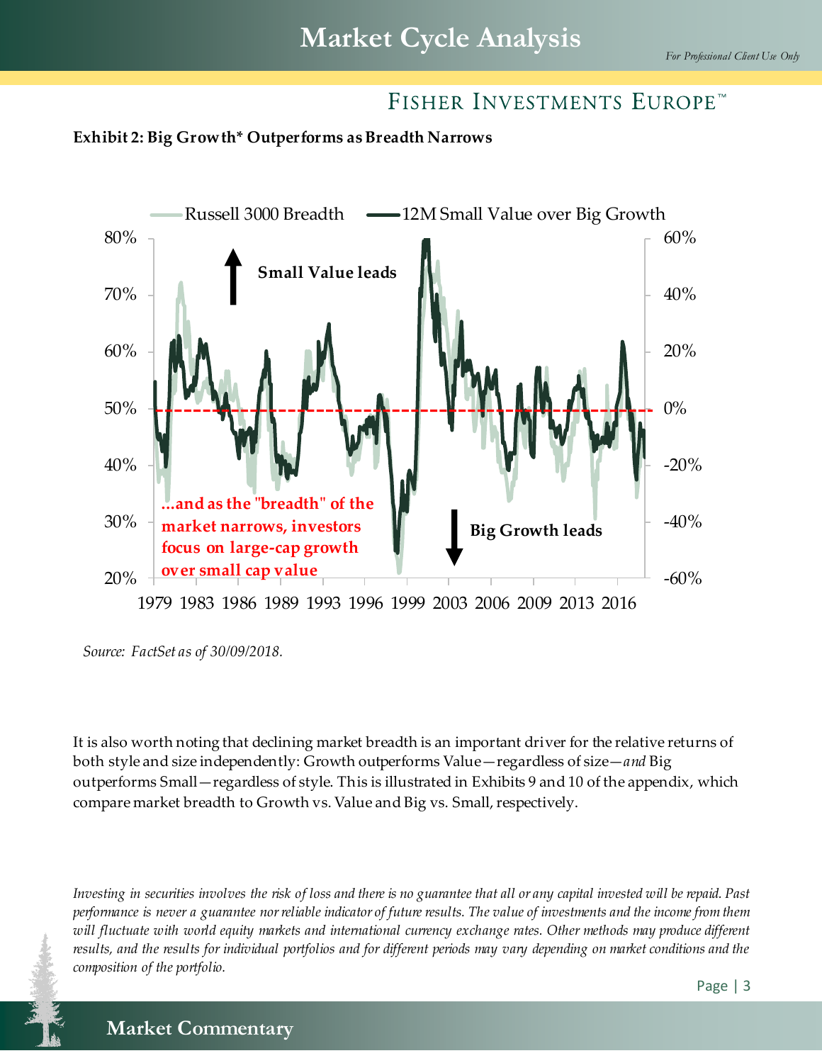**Exhibit 2: Big Growth* Outperforms as Breadth Narrows**

Source: FactSet as of 30/09/2018.

It is also worth noting that declining market breadth is an important driver for the relative returns of both style and size independently: Growth outperforms Value—regardless of size—*and* Big outperforms Small—regardless of style. This is illustrated in Exhibits 9 and 10 of the appendix, which compare market breadth to Growth vs. Value and Big vs. Small, respectively.

*Investing in securities involves the risk of loss and there is no guarantee that all or any capital invested will be repaid. Past performance is never a guarantee nor reliable indicator of future results. The value of investments and the income from them will fluctuate with world equity markets and international currency exchange rates. Other methods may produce different results, and the results for individual portfolios and for different periods may vary depending on market conditions and the composition of the portfolio.*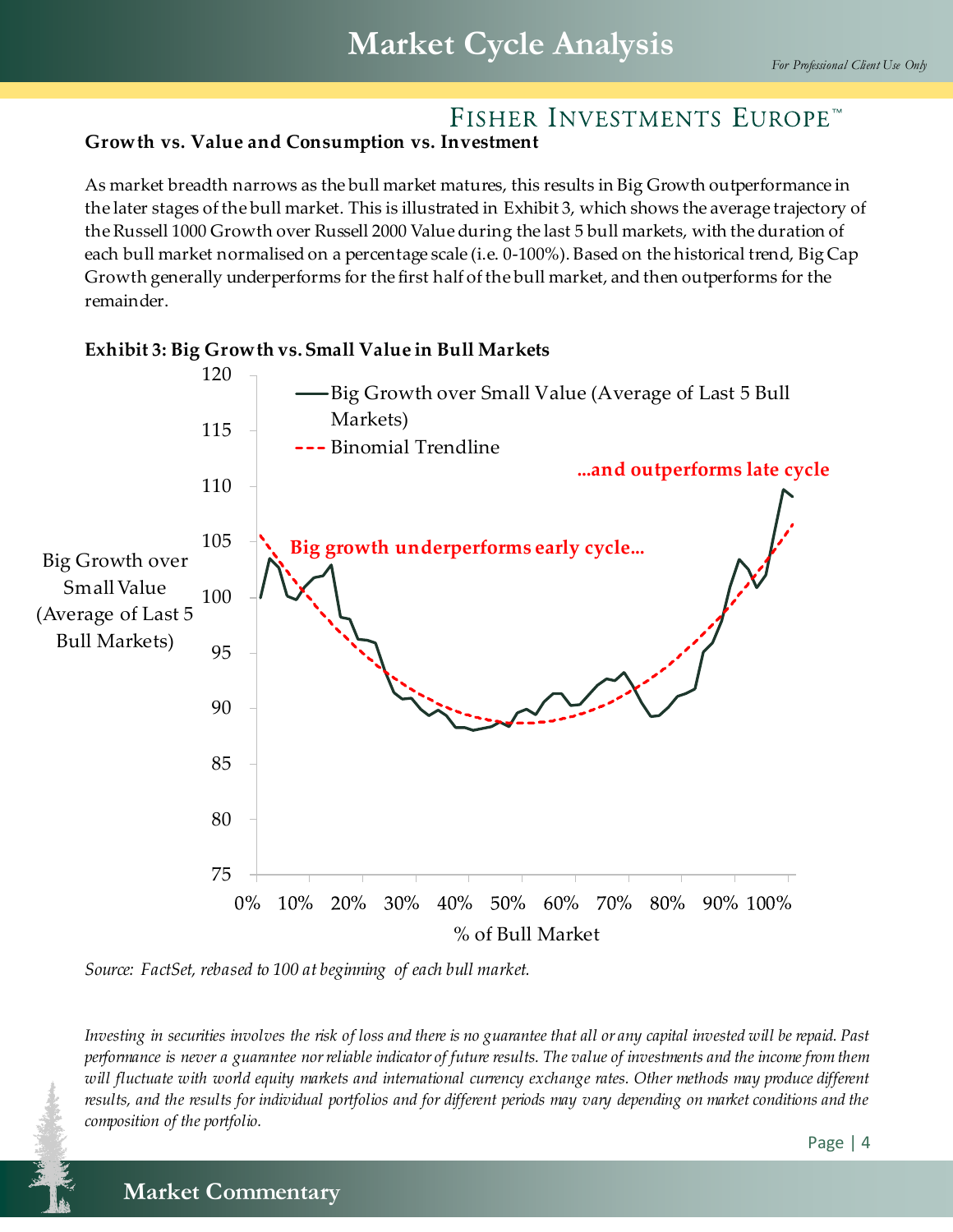## Growth vs. Value and Consumption vs. Investment

As market breadth narrows as the bull market matures, this results in Big Growth outperformance in the later stages of the bull market. This is illustrated in Exhibit 3, which shows the average trajectory of the Russell 1000 Growth over Russell 2000 Value during the last 5 bull markets, with the duration of each bull market normalised on a percentage scale (i.e. 0-100%). Based on the historical trend, Big Cap Growth generally underperforms for the first half of the bull market, and then outperforms for the remainder.

**Exhibit 3: Big Growth vs. Small Value in Bull Markets**

*Source: FactSet, rebased to 100 at beginning of each bull market.*

*Investing in securities involves the risk of loss and there is no guarantee that all or any capital invested will be repaid. Past performance is never a guarantee nor reliable indicator of future results. The value of investments and the income from them will fluctuate with world equity markets and international currency exchange rates. Other methods may produce different results, and the results for individual portfolios and for different periods may vary depending on market conditions and the composition of the portfolio.*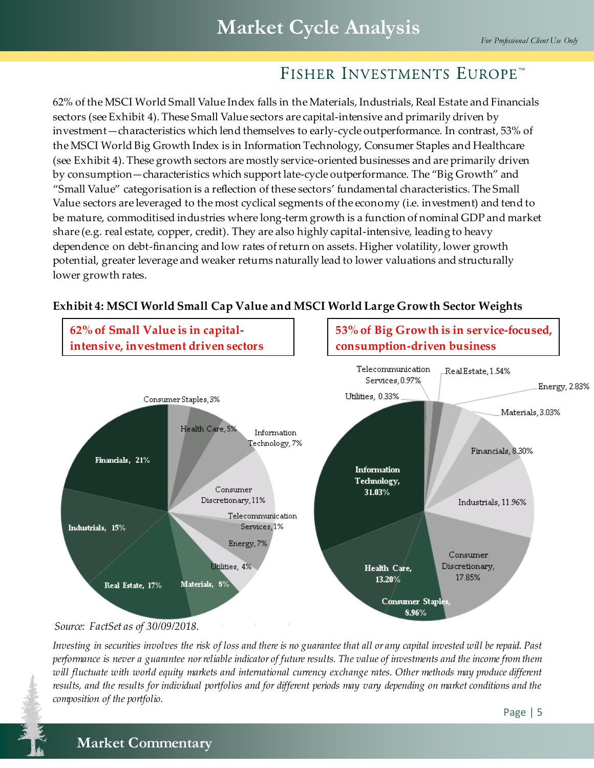62% of the MSCI World Small Value Index falls in the Materials, Industrials, Real Estate and Financials sectors (see Exhibit 4). These Small Value sectors are capital-intensive and primarily driven by investment—characteristics which lend themselves to early-cycle outperformance. In contrast, 53% of the MSCI World Big Growth Index is in Information Technology, Consumer Staples and Healthcare (see Exhibit 4). These growth sectors are mostly service-oriented businesses and are primarily driven by consumption—characteristics which support late-cycle outperformance. The "Big Growth" and "Small Value" categorisation is a reflection of these sectors' fundamental characteristics. The Small Value sectors are leveraged to the most cyclical segments of the economy (i.e. investment) and tend to be mature, commoditised industries where long-term growth is a function of nominal GDP and market share (e.g. real estate, copper, credit). They are also highly capital-intensive, leading to heavy dependence on debt-financing and low rates of return on assets. Higher volatility, lower growth potential, greater leverage and weaker returns naturally lead to lower valuations and structurally lower growth rates.

**Exhibit 4: MSCI World Small Cap Value and MSCI World Large Growth Sector Weights**

**62% of Small Value is in capital-intensive, investment driven sectors**

| Sector | Weight |
|---|---|
| Financials | 21% |
| Real Estate | 17% |
| Industrials | 15% |
| Consumer Discretionary | 11% |
| Materials | 8% |
| Information Technology | 7% |
| Energy | 7% |
| Health Care | 5% |
| Utilities | 4% |
| Consumer Staples | 3% |
| Telecommunication Services | 1% |

**53% of Big Growth is in service-focused, consumption-driven business**

| Sector | Weight |
|---|---|
| Information Technology | 31.03% |
| Consumer Discretionary | 17.85% |
| Health Care | 13.20% |
| Industrials | 11.96% |
| Consumer Staples | 8.96% |
| Financials | 8.30% |
| Materials | 3.03% |
| Energy | 2.83% |
| Real Estate | 1.54% |
| Telecommunication Services | 0.97% |
| Utilities | 0.33% |

*Source: FactSet as of 30/09/2018.*

*Investing in securities involves the risk of loss and there is no guarantee that all or any capital invested will be repaid. Past performance is never a guarantee nor reliable indicator of future results. The value of investments and the income from them will fluctuate with world equity markets and international currency exchange rates. Other methods may produce different results, and the results for individual portfolios and for different periods may vary depending on market conditions and the composition of the portfolio.*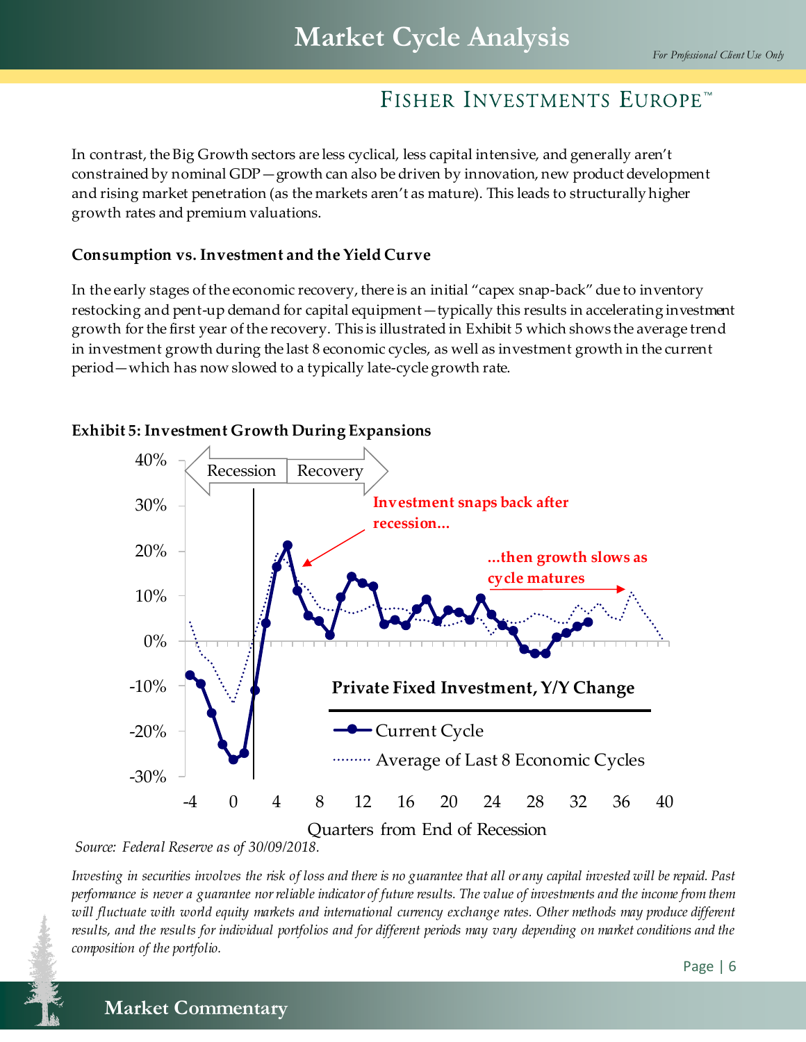In contrast, the Big Growth sectors are less cyclical, less capital intensive, and generally aren't constrained by nominal GDP—growth can also be driven by innovation, new product development and rising market penetration (as the markets aren't as mature). This leads to structurally higher growth rates and premium valuations.

### Consumption vs. Investment and the Yield Curve

In the early stages of the economic recovery, there is an initial "capex snap-back" due to inventory restocking and pent-up demand for capital equipment—typically this results in accelerating investment growth for the first year of the recovery. This is illustrated in Exhibit 5 which shows the average trend in investment growth during the last 8 economic cycles, as well as investment growth in the current period—which has now slowed to a typically late-cycle growth rate.

**Exhibit 5: Investment Growth During Expansions**

*Source: Federal Reserve as of 30/09/2018.*

*Investing in securities involves the risk of loss and there is no guarantee that all or any capital invested will be repaid. Past performance is never a guarantee nor reliable indicator of future results. The value of investments and the income from them will fluctuate with world equity markets and international currency exchange rates. Other methods may produce different results, and the results for individual portfolios and for different periods may vary depending on market conditions and the composition of the portfolio.*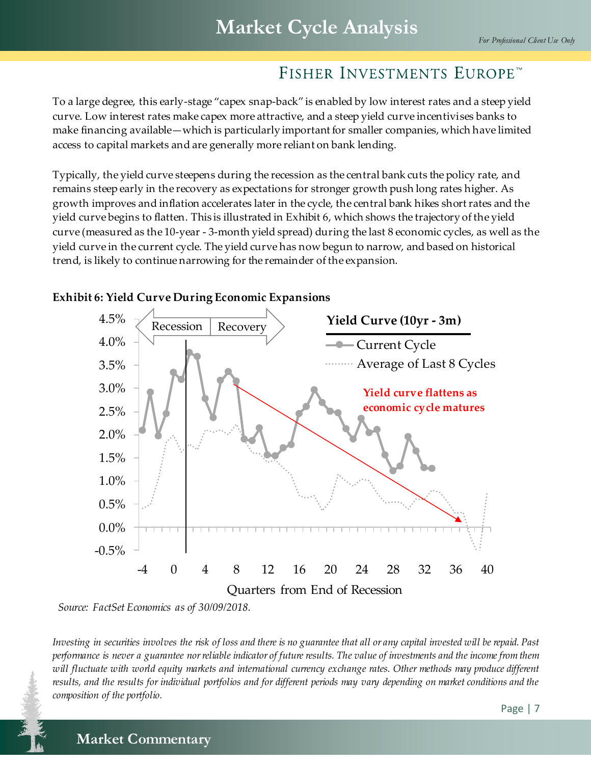To a large degree, this early-stage "capex snap-back" is enabled by low interest rates and a steep yield curve. Low interest rates make capex more attractive, and a steep yield curve incentivises banks to make financing available—which is particularly important for smaller companies, which have limited access to capital markets and are generally more reliant on bank lending.

Typically, the yield curve steepens during the recession as the central bank cuts the policy rate, and remains steep early in the recovery as expectations for stronger growth push long rates higher. As growth improves and inflation accelerates later in the cycle, the central bank hikes short rates and the yield curve begins to flatten. This is illustrated in Exhibit 6, which shows the trajectory of the yield curve (measured as the 10-year - 3-month yield spread) during the last 8 economic cycles, as well as the yield curve in the current cycle. The yield curve has now begun to narrow, and based on historical trend, is likely to continue narrowing for the remainder of the expansion.

**Exhibit 6: Yield Curve During Economic Expansions**

*Source: FactSet Economics as of 30/09/2018.*

*Investing in securities involves the risk of loss and there is no guarantee that all or any capital invested will be repaid. Past performance is never a guarantee nor reliable indicator of future results. The value of investments and the income from them will fluctuate with world equity markets and international currency exchange rates. Other methods may produce different results, and the results for individual portfolios and for different periods may vary depending on market conditions and the composition of the portfolio.*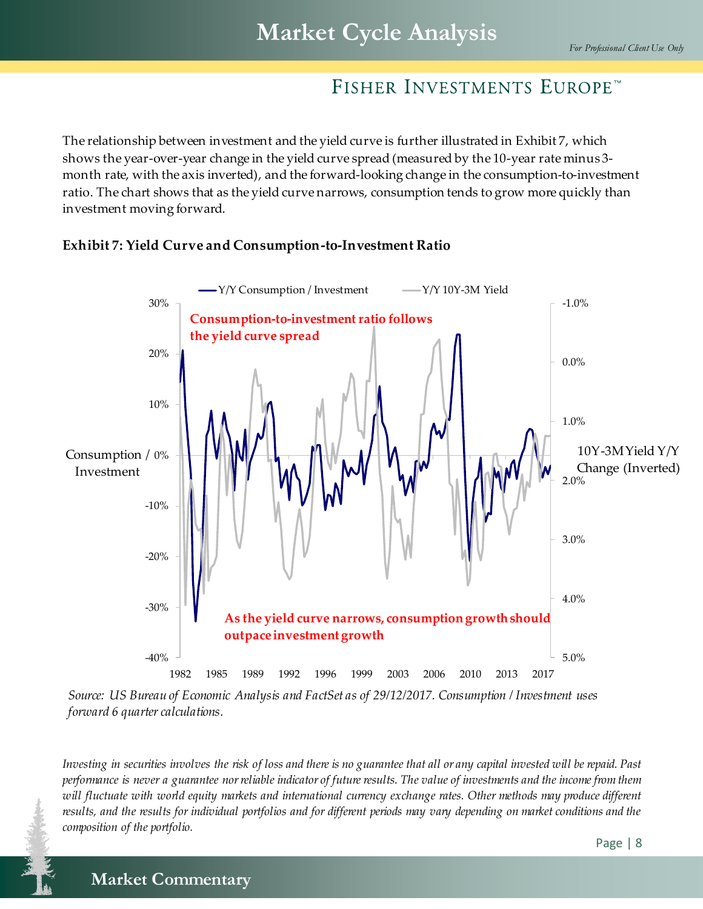The relationship between investment and the yield curve is further illustrated in Exhibit 7, which shows the year-over-year change in the yield curve spread (measured by the 10-year rate minus 3-month rate, with the axis inverted), and the forward-looking change in the consumption-to-investment ratio. The chart shows that as the yield curve narrows, consumption tends to grow more quickly than investment moving forward.

**Exhibit 7: Yield Curve and Consumption-to-Investment Ratio**

*Source: US Bureau of Economic Analysis and FactSet as of 29/12/2017. Consumption / Investment uses forward 6 quarter calculations.*

*Investing in securities involves the risk of loss and there is no guarantee that all or any capital invested will be repaid. Past performance is never a guarantee nor reliable indicator of future results. The value of investments and the income from them will fluctuate with world equity markets and international currency exchange rates. Other methods may produce different results, and the results for individual portfolios and for different periods may vary depending on market conditions and the composition of the portfolio.*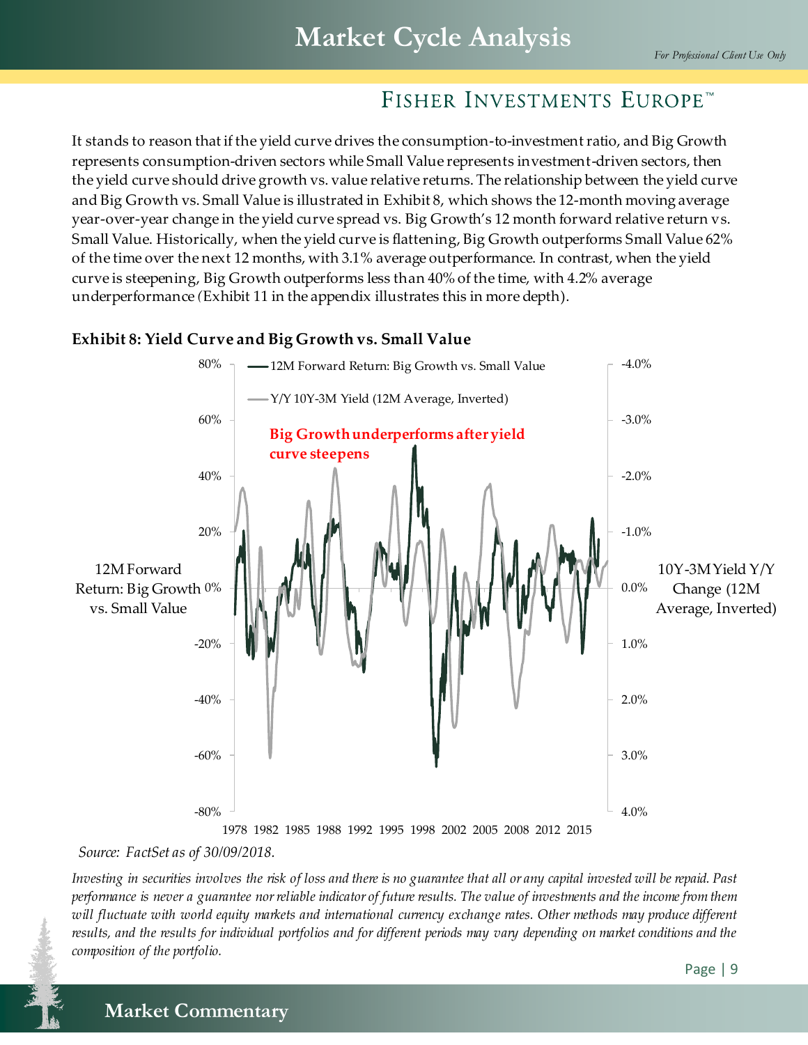It stands to reason that if the yield curve drives the consumption-to-investment ratio, and Big Growth represents consumption-driven sectors while Small Value represents investment-driven sectors, then the yield curve should drive growth vs. value relative returns. The relationship between the yield curve and Big Growth vs. Small Value is illustrated in Exhibit 8, which shows the 12-month moving average year-over-year change in the yield curve spread vs. Big Growth's 12 month forward relative return vs. Small Value. Historically, when the yield curve is flattening, Big Growth outperforms Small Value 62% of the time over the next 12 months, with 3.1% average outperformance. In contrast, when the yield curve is steepening, Big Growth outperforms less than 40% of the time, with 4.2% average underperformance (Exhibit 11 in the appendix illustrates this in more depth).

**Exhibit 8: Yield Curve and Big Growth vs. Small Value**

Source: FactSet as of 30/09/2018.

*Investing in securities involves the risk of loss and there is no guarantee that all or any capital invested will be repaid. Past performance is never a guarantee nor reliable indicator of future results. The value of investments and the income from them will fluctuate with world equity markets and international currency exchange rates. Other methods may produce different results, and the results for individual portfolios and for different periods may vary depending on market conditions and the composition of the portfolio.*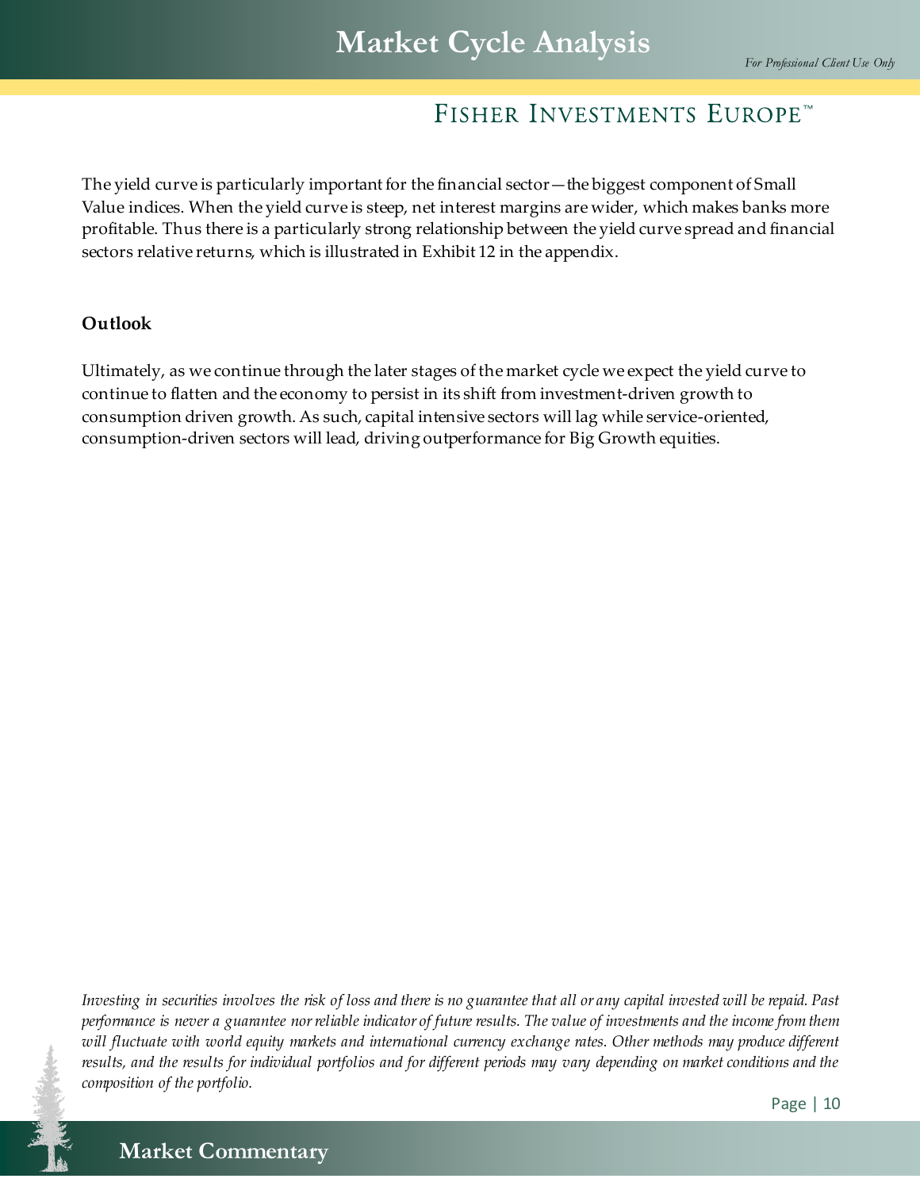The yield curve is particularly important for the financial sector—the biggest component of Small Value indices. When the yield curve is steep, net interest margins are wider, which makes banks more profitable. Thus there is a particularly strong relationship between the yield curve spread and financial sectors relative returns, which is illustrated in Exhibit 12 in the appendix.

**Outlook**

Ultimately, as we continue through the later stages of the market cycle we expect the yield curve to continue to flatten and the economy to persist in its shift from investment-driven growth to consumption driven growth. As such, capital intensive sectors will lag while service-oriented, consumption-driven sectors will lead, driving outperformance for Big Growth equities.

*Investing in securities involves the risk of loss and there is no guarantee that all or any capital invested will be repaid. Past performance is never a guarantee nor reliable indicator of future results. The value of investments and the income from them will fluctuate with world equity markets and international currency exchange rates. Other methods may produce different results, and the results for individual portfolios and for different periods may vary depending on market conditions and the composition of the portfolio.*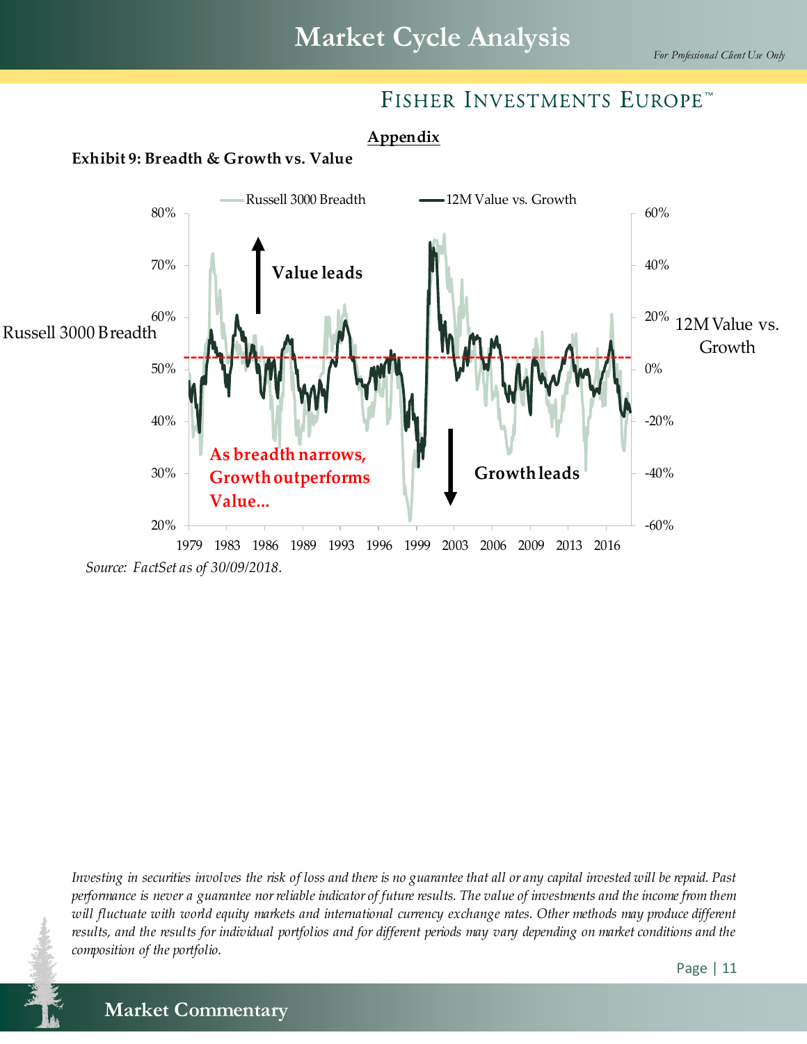## Appendix

**Exhibit 9: Breadth & Growth vs. Value**

Russell 3000 Breadth

12M Value vs. Growth

Value leads

Growth leads

As breadth narrows, Growth outperforms Value...

*Source: FactSet as of 30/09/2018.*

*Investing in securities involves the risk of loss and there is no guarantee that all or any capital invested will be repaid. Past performance is never a guarantee nor reliable indicator of future results. The value of investments and the income from them will fluctuate with world equity markets and international currency exchange rates. Other methods may produce different results, and the results for individual portfolios and for different periods may vary depending on market conditions and the composition of the portfolio.*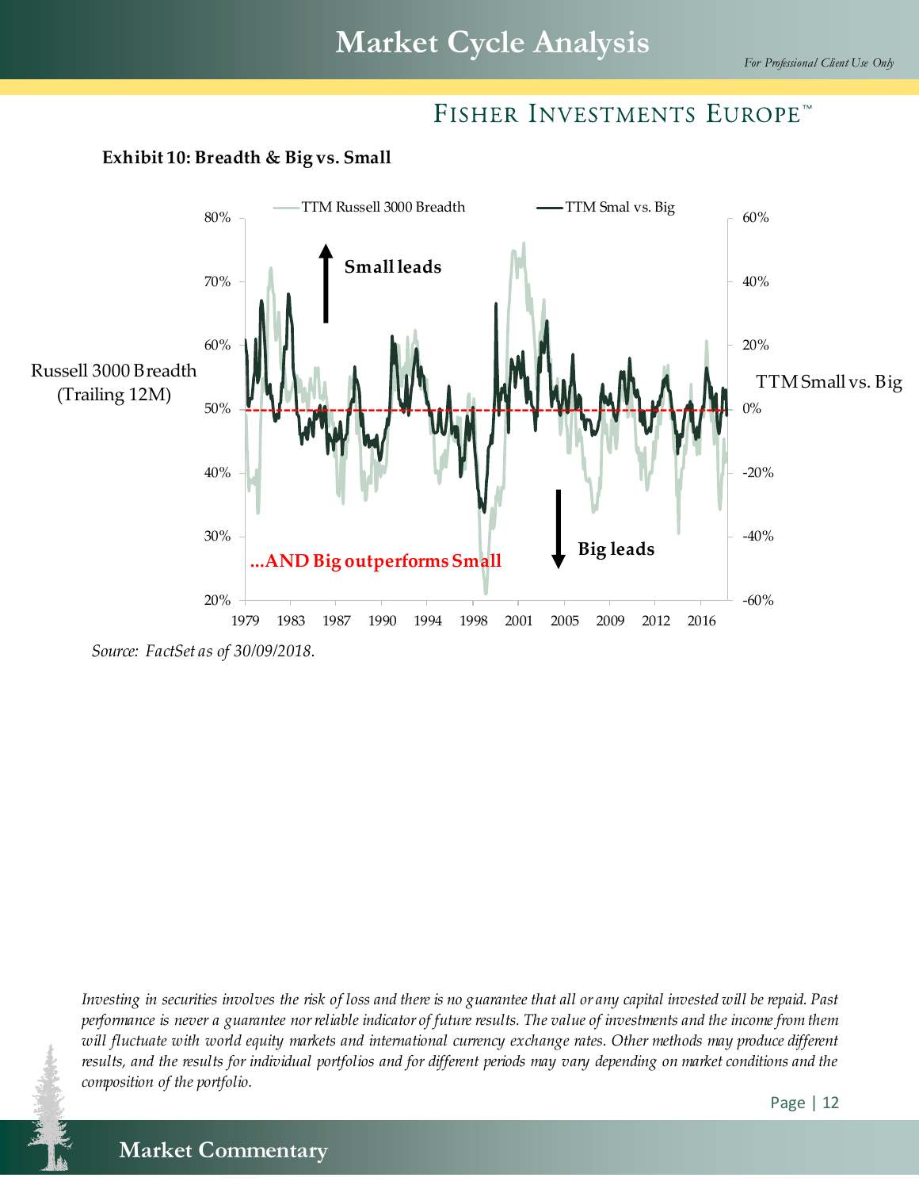**Exhibit 10: Breadth & Big vs. Small**

Source: *FactSet as of 30/09/2018.*

*Investing in securities involves the risk of loss and there is no guarantee that all or any capital invested will be repaid. Past performance is never a guarantee nor reliable indicator of future results. The value of investments and the income from them will fluctuate with world equity markets and international currency exchange rates. Other methods may produce different results, and the results for individual portfolios and for different periods may vary depending on market conditions and the composition of the portfolio.*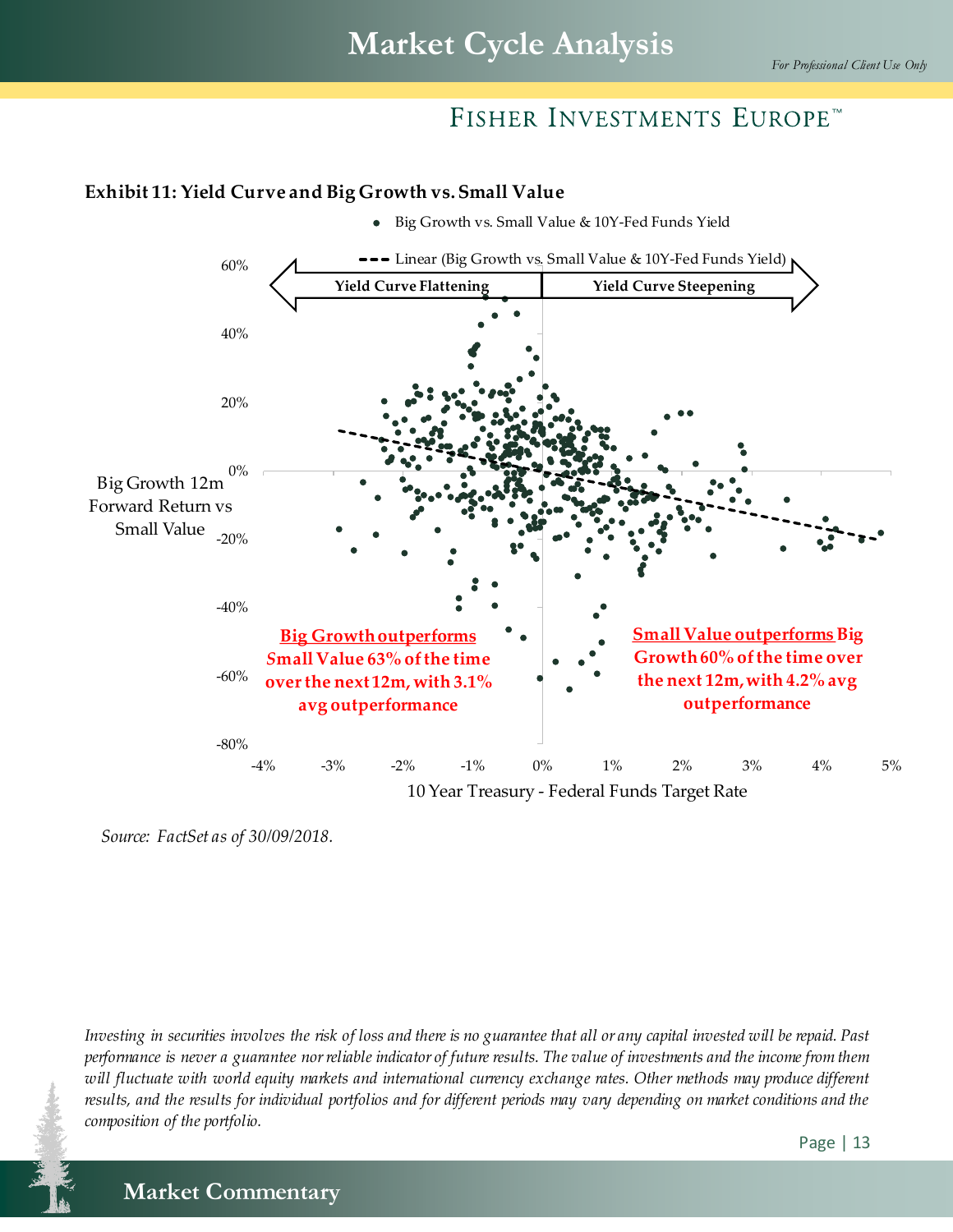**Exhibit 11: Yield Curve and Big Growth vs. Small Value**

- Big Growth vs. Small Value & 10Y-Fed Funds Yield
- Linear (Big Growth vs. Small Value & 10Y-Fed Funds Yield)

Yield Curve Flattening | Yield Curve Steepening

Big Growth 12m Forward Return vs Small Value

10 Year Treasury - Federal Funds Target Rate

**Big Growth outperforms Small Value 63% of the time over the next 12m, with 3.1% avg outperformance**

**Small Value outperforms Big Growth 60% of the time over the next 12m, with 4.2% avg outperformance**

*Source: FactSet as of 30/09/2018.*

*Investing in securities involves the risk of loss and there is no guarantee that all or any capital invested will be repaid. Past performance is never a guarantee nor reliable indicator of future results. The value of investments and the income from them will fluctuate with world equity markets and international currency exchange rates. Other methods may produce different results, and the results for individual portfolios and for different periods may vary depending on market conditions and the composition of the portfolio.*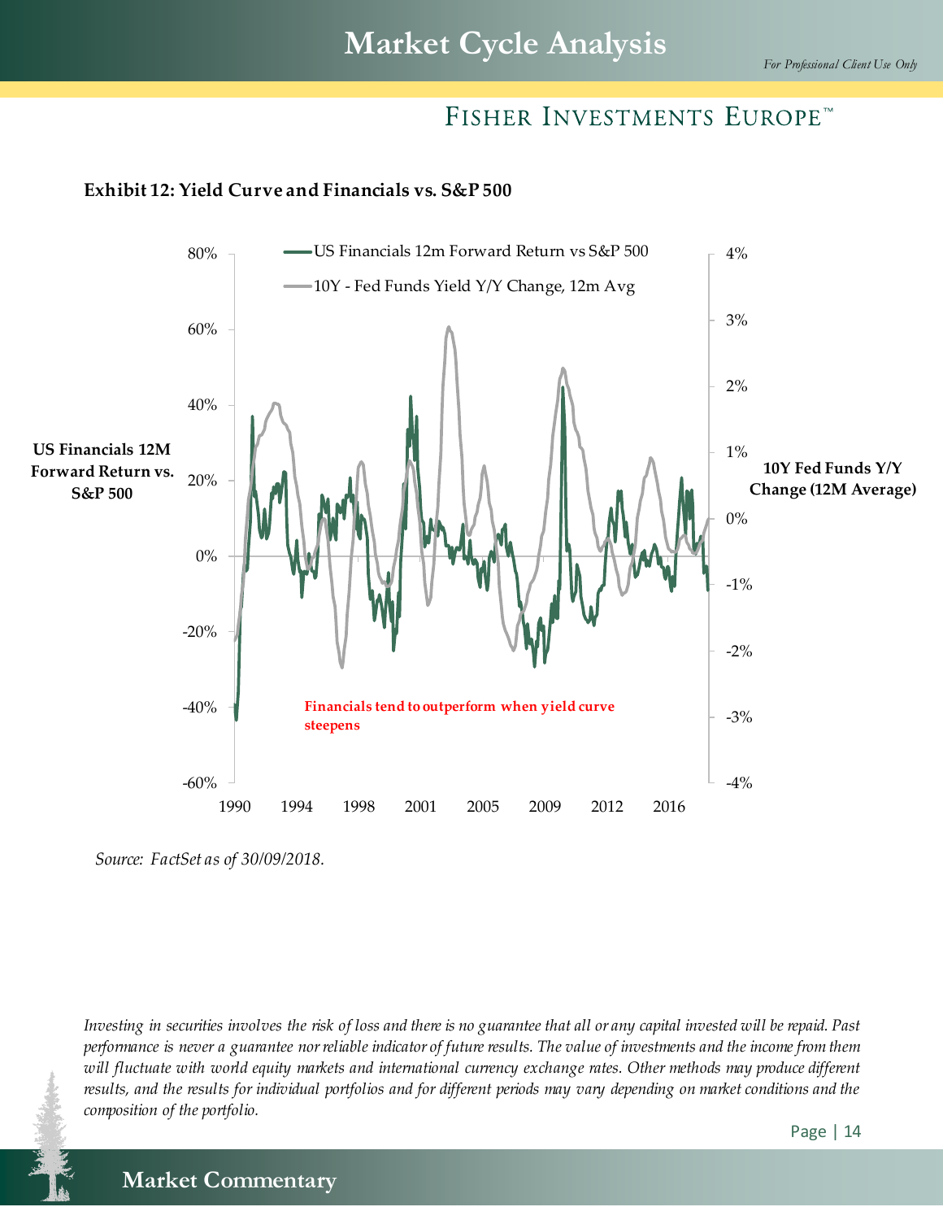**Exhibit 12: Yield Curve and Financials vs. S&P 500**

*Source: FactSet as of 30/09/2018.*

*Investing in securities involves the risk of loss and there is no guarantee that all or any capital invested will be repaid. Past performance is never a guarantee nor reliable indicator of future results. The value of investments and the income from them will fluctuate with world equity markets and international currency exchange rates. Other methods may produce different results, and the results for individual portfolios and for different periods may vary depending on market conditions and the composition of the portfolio.*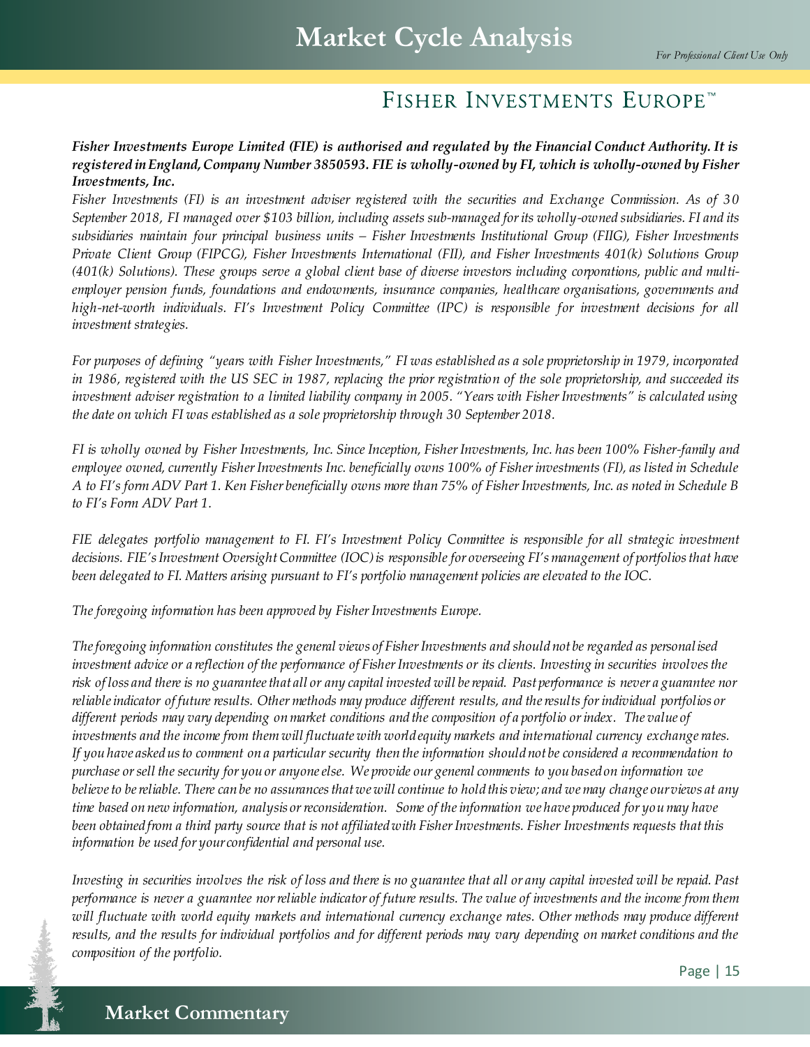*Fisher Investments Europe Limited (FIE) is authorised and regulated by the Financial Conduct Authority. It is registered in England, Company Number 3850593. FIE is wholly-owned by FI, which is wholly-owned by Fisher Investments, Inc.*

*Fisher Investments (FI) is an investment adviser registered with the securities and Exchange Commission. As of 30 September 2018, FI managed over $103 billion, including assets sub-managed for its wholly-owned subsidiaries. FI and its subsidiaries maintain four principal business units – Fisher Investments Institutional Group (FIIG), Fisher Investments Private Client Group (FIPCG), Fisher Investments International (FII), and Fisher Investments 401(k) Solutions Group (401(k) Solutions). These groups serve a global client base of diverse investors including corporations, public and multi-employer pension funds, foundations and endowments, insurance companies, healthcare organisations, governments and high-net-worth individuals. FI's Investment Policy Committee (IPC) is responsible for investment decisions for all investment strategies.*

*For purposes of defining "years with Fisher Investments," FI was established as a sole proprietorship in 1979, incorporated in 1986, registered with the US SEC in 1987, replacing the prior registration of the sole proprietorship, and succeeded its investment adviser registration to a limited liability company in 2005. "Years with Fisher Investments" is calculated using the date on which FI was established as a sole proprietorship through 30 September 2018.*

*FI is wholly owned by Fisher Investments, Inc. Since Inception, Fisher Investments, Inc. has been 100% Fisher-family and employee owned, currently Fisher Investments Inc. beneficially owns 100% of Fisher investments (FI), as listed in Schedule A to FI's form ADV Part 1. Ken Fisher beneficially owns more than 75% of Fisher Investments, Inc. as noted in Schedule B to FI's Form ADV Part 1.*

*FIE delegates portfolio management to FI. FI's Investment Policy Committee is responsible for all strategic investment decisions. FIE's Investment Oversight Committee (IOC) is responsible for overseeing FI's management of portfolios that have been delegated to FI. Matters arising pursuant to FI's portfolio management policies are elevated to the IOC.*

*The foregoing information has been approved by Fisher Investments Europe.*

*The foregoing information constitutes the general views of Fisher Investments and should not be regarded as personalised investment advice or a reflection of the performance of Fisher Investments or its clients. Investing in securities involves the risk of loss and there is no guarantee that all or any capital invested will be repaid. Past performance is never a guarantee nor reliable indicator of future results. Other methods may produce different results, and the results for individual portfolios or different periods may vary depending on market conditions and the composition of a portfolio or index. The value of investments and the income from them will fluctuate with world equity markets and international currency exchange rates. If you have asked us to comment on a particular security then the information should not be considered a recommendation to purchase or sell the security for you or anyone else. We provide our general comments to you based on information we believe to be reliable. There can be no assurances that we will continue to hold this view; and we may change our views at any time based on new information, analysis or reconsideration. Some of the information we have produced for you may have been obtained from a third party source that is not affiliated with Fisher Investments. Fisher Investments requests that this information be used for your confidential and personal use.*

*Investing in securities involves the risk of loss and there is no guarantee that all or any capital invested will be repaid. Past performance is never a guarantee nor reliable indicator of future results. The value of investments and the income from them will fluctuate with world equity markets and international currency exchange rates. Other methods may produce different results, and the results for individual portfolios and for different periods may vary depending on market conditions and the composition of the portfolio.*